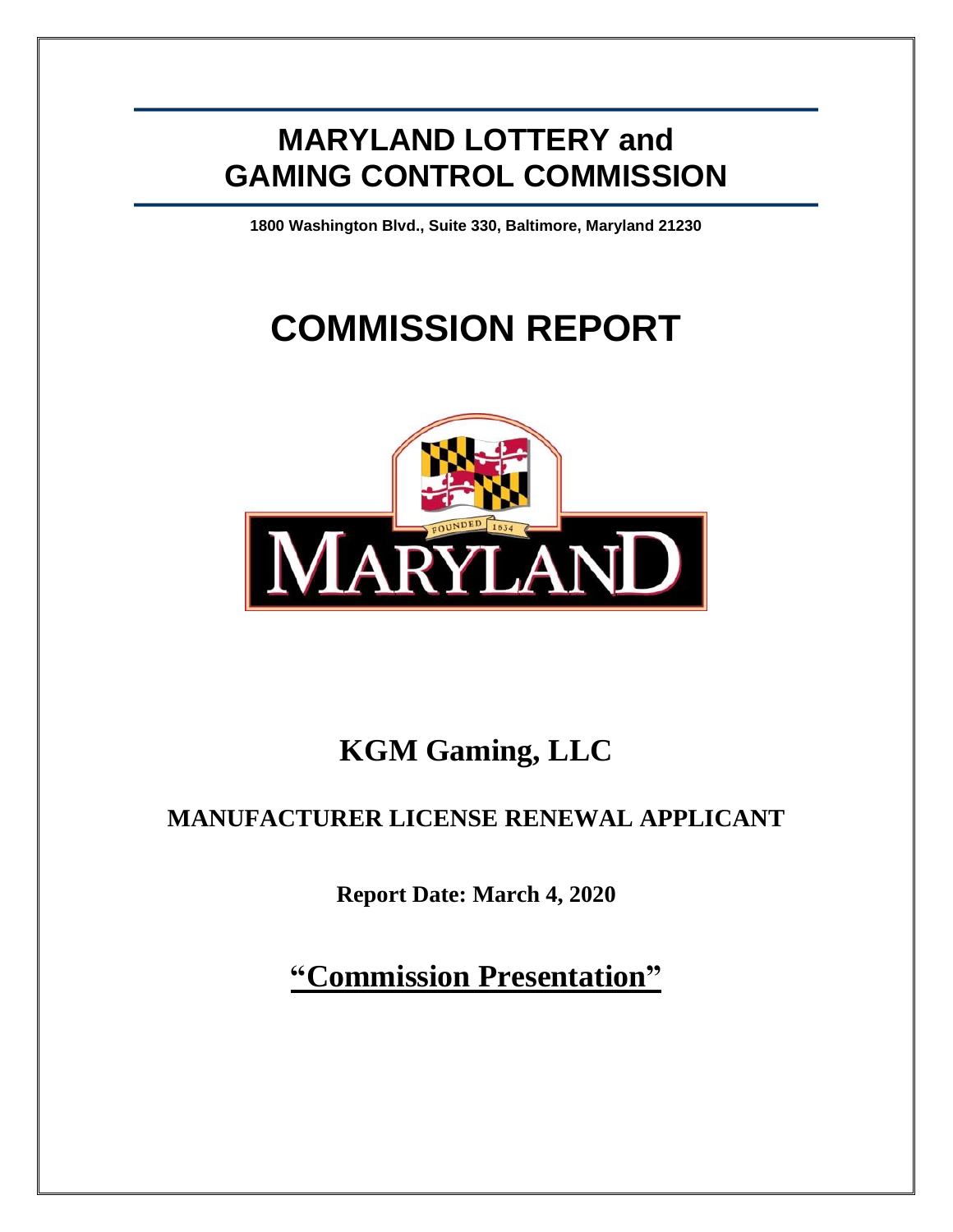# MARYLAND LOTTERY and GAMING CONTROL COMMISSION

**1800 Washington Blvd., Suite 330, Baltimore, Maryland 21230**

# COMMISSION REPORT

## KGM Gaming, LLC

### MANUFACTURER LICENSE RENEWAL APPLICANT

**Report Date: March 4, 2020**

**"Commission Presentation"**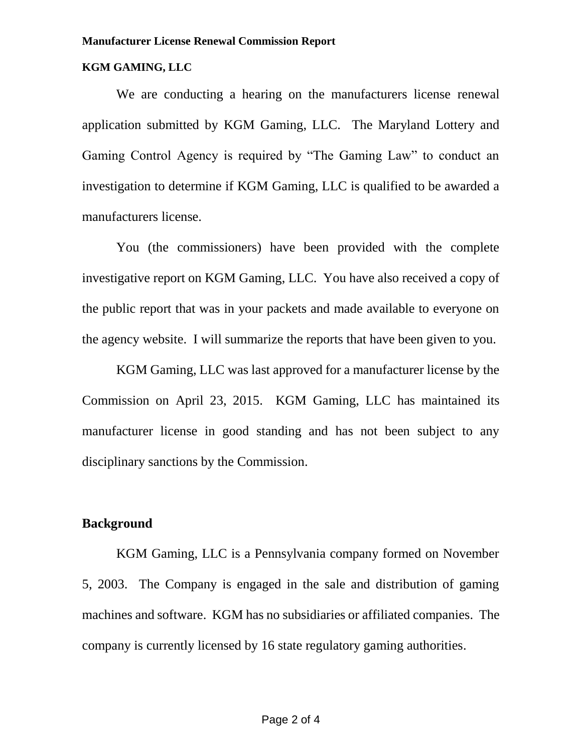**Manufacturer License Renewal Commission Report**

**KGM GAMING, LLC**

We are conducting a hearing on the manufacturers license renewal application submitted by KGM Gaming, LLC. The Maryland Lottery and Gaming Control Agency is required by "The Gaming Law" to conduct an investigation to determine if KGM Gaming, LLC is qualified to be awarded a manufacturers license.

You (the commissioners) have been provided with the complete investigative report on KGM Gaming, LLC. You have also received a copy of the public report that was in your packets and made available to everyone on the agency website. I will summarize the reports that have been given to you.

KGM Gaming, LLC was last approved for a manufacturer license by the Commission on April 23, 2015. KGM Gaming, LLC has maintained its manufacturer license in good standing and has not been subject to any disciplinary sanctions by the Commission.

## Background

KGM Gaming, LLC is a Pennsylvania company formed on November 5, 2003. The Company is engaged in the sale and distribution of gaming machines and software. KGM has no subsidiaries or affiliated companies. The company is currently licensed by 16 state regulatory gaming authorities.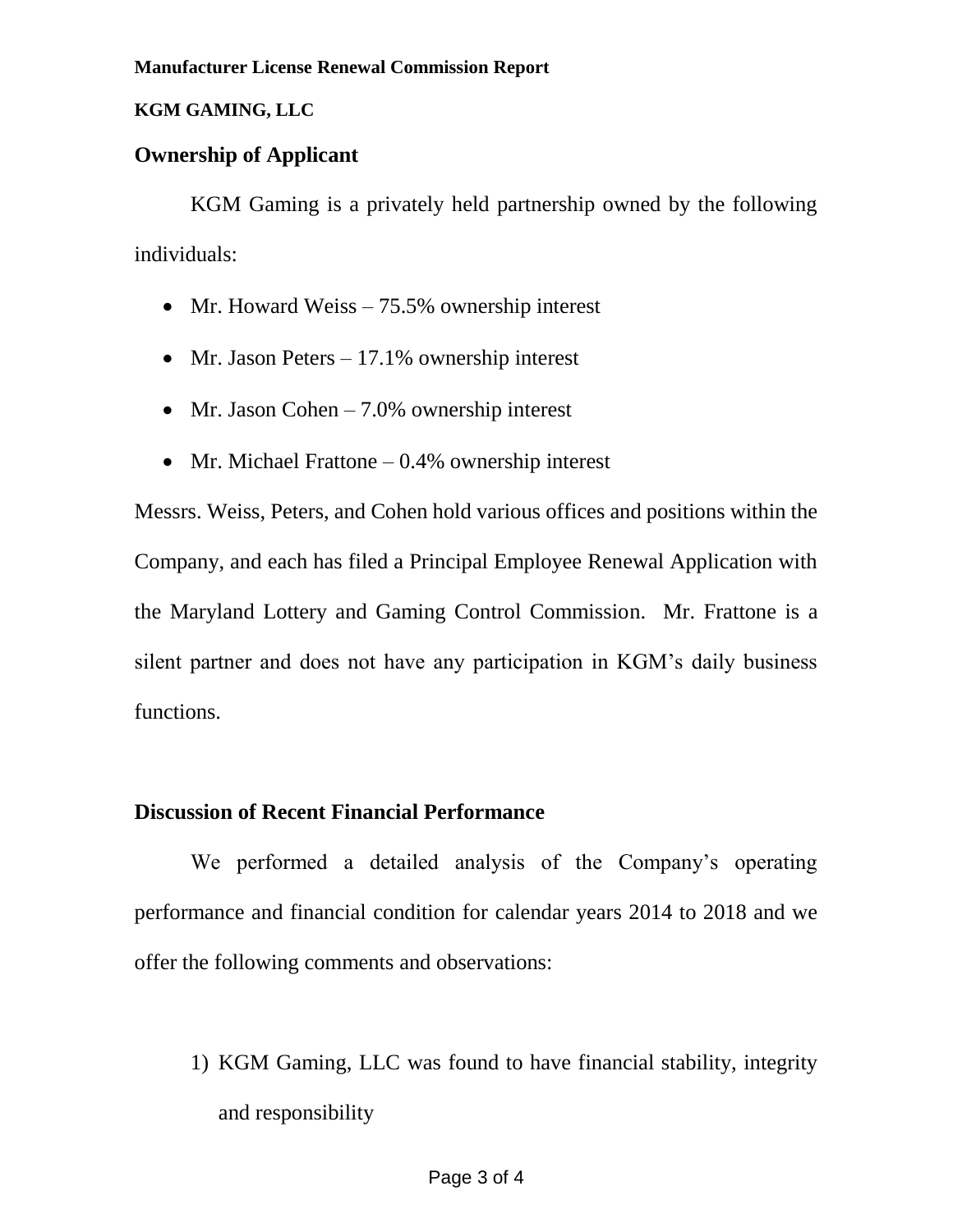**Manufacturer License Renewal Commission Report**

**KGM GAMING, LLC**

## Ownership of Applicant

KGM Gaming is a privately held partnership owned by the following individuals:

- Mr. Howard Weiss – 75.5% ownership interest
- Mr. Jason Peters – 17.1% ownership interest
- Mr. Jason Cohen – 7.0% ownership interest
- Mr. Michael Frattone – 0.4% ownership interest

Messrs. Weiss, Peters, and Cohen hold various offices and positions within the Company, and each has filed a Principal Employee Renewal Application with the Maryland Lottery and Gaming Control Commission. Mr. Frattone is a silent partner and does not have any participation in KGM's daily business functions.

## Discussion of Recent Financial Performance

We performed a detailed analysis of the Company's operating performance and financial condition for calendar years 2014 to 2018 and we offer the following comments and observations:

1) KGM Gaming, LLC was found to have financial stability, integrity and responsibility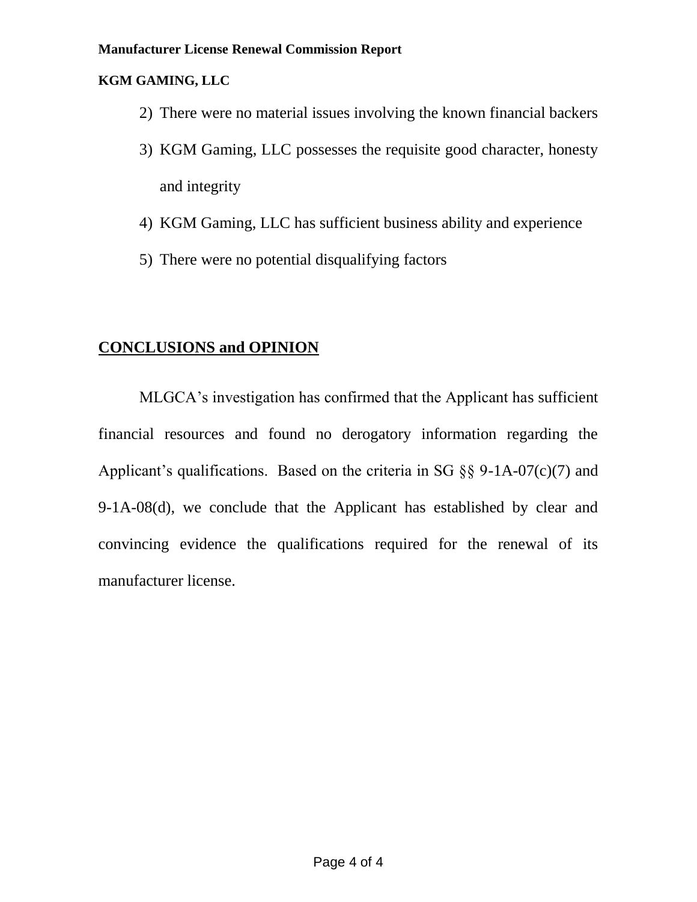2) There were no material issues involving the known financial backers
3) KGM Gaming, LLC possesses the requisite good character, honesty and integrity
4) KGM Gaming, LLC has sufficient business ability and experience
5) There were no potential disqualifying factors

## CONCLUSIONS and OPINION

MLGCA's investigation has confirmed that the Applicant has sufficient financial resources and found no derogatory information regarding the Applicant's qualifications. Based on the criteria in SG §§ 9-1A-07(c)(7) and 9-1A-08(d), we conclude that the Applicant has established by clear and convincing evidence the qualifications required for the renewal of its manufacturer license.